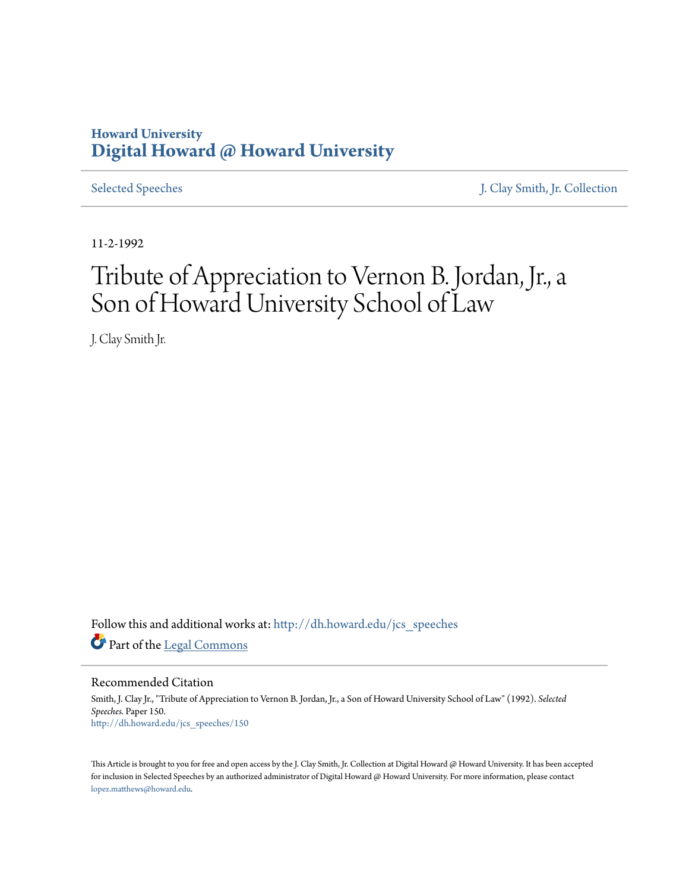Howard University
**Digital Howard @ Howard University**

Selected Speeches | J. Clay Smith, Jr. Collection

11-2-1992

# Tribute of Appreciation to Vernon B. Jordan, Jr., a Son of Howard University School of Law

J. Clay Smith Jr.

Follow this and additional works at: http://dh.howard.edu/jcs_speeches

Part of the Legal Commons

## Recommended Citation

Smith, J. Clay Jr., "Tribute of Appreciation to Vernon B. Jordan, Jr., a Son of Howard University School of Law" (1992). *Selected Speeches.* Paper 150.
http://dh.howard.edu/jcs_speeches/150

This Article is brought to you for free and open access by the J. Clay Smith, Jr. Collection at Digital Howard @ Howard University. It has been accepted for inclusion in Selected Speeches by an authorized administrator of Digital Howard @ Howard University. For more information, please contact lopez.matthews@howard.edu.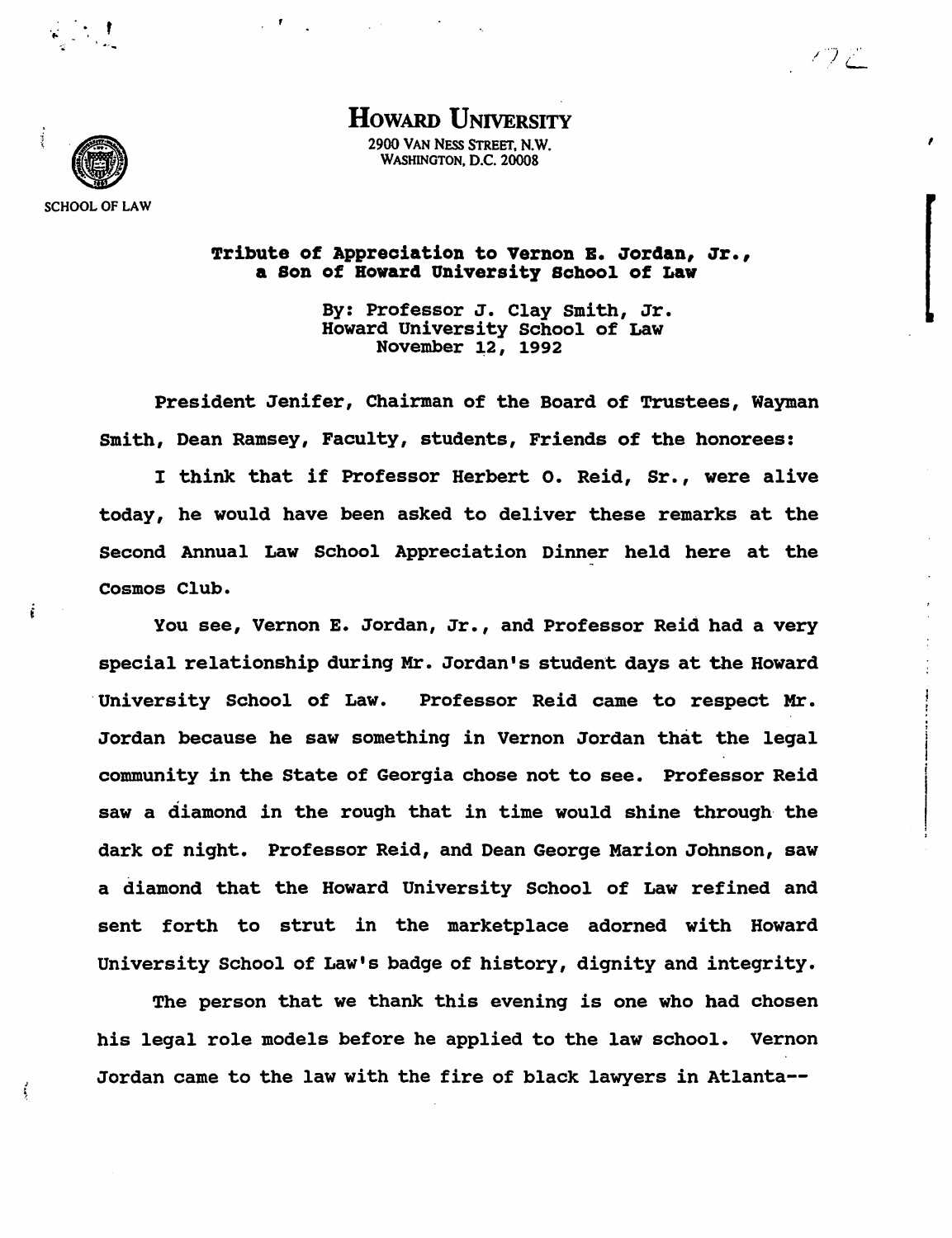# HOWARD UNIVERSITY

2900 VAN NESS STREET, N.W.
WASHINGTON, D.C. 20008

SCHOOL OF LAW

**Tribute of Appreciation to Vernon E. Jordan, Jr., a Son of Howard University School of Law**

By: Professor J. Clay Smith, Jr.
Howard University School of Law
November 12, 1992

President Jenifer, Chairman of the Board of Trustees, Wayman Smith, Dean Ramsey, Faculty, students, Friends of the honorees:

I think that if Professor Herbert O. Reid, Sr., were alive today, he would have been asked to deliver these remarks at the Second Annual Law School Appreciation Dinner held here at the Cosmos Club.

You see, Vernon E. Jordan, Jr., and Professor Reid had a very special relationship during Mr. Jordan's student days at the Howard University School of Law. Professor Reid came to respect Mr. Jordan because he saw something in Vernon Jordan that the legal community in the State of Georgia chose not to see. Professor Reid saw a diamond in the rough that in time would shine through the dark of night. Professor Reid, and Dean George Marion Johnson, saw a diamond that the Howard University School of Law refined and sent forth to strut in the marketplace adorned with Howard University School of Law's badge of history, dignity and integrity.

The person that we thank this evening is one who had chosen his legal role models before he applied to the law school. Vernon Jordan came to the law with the fire of black lawyers in Atlanta--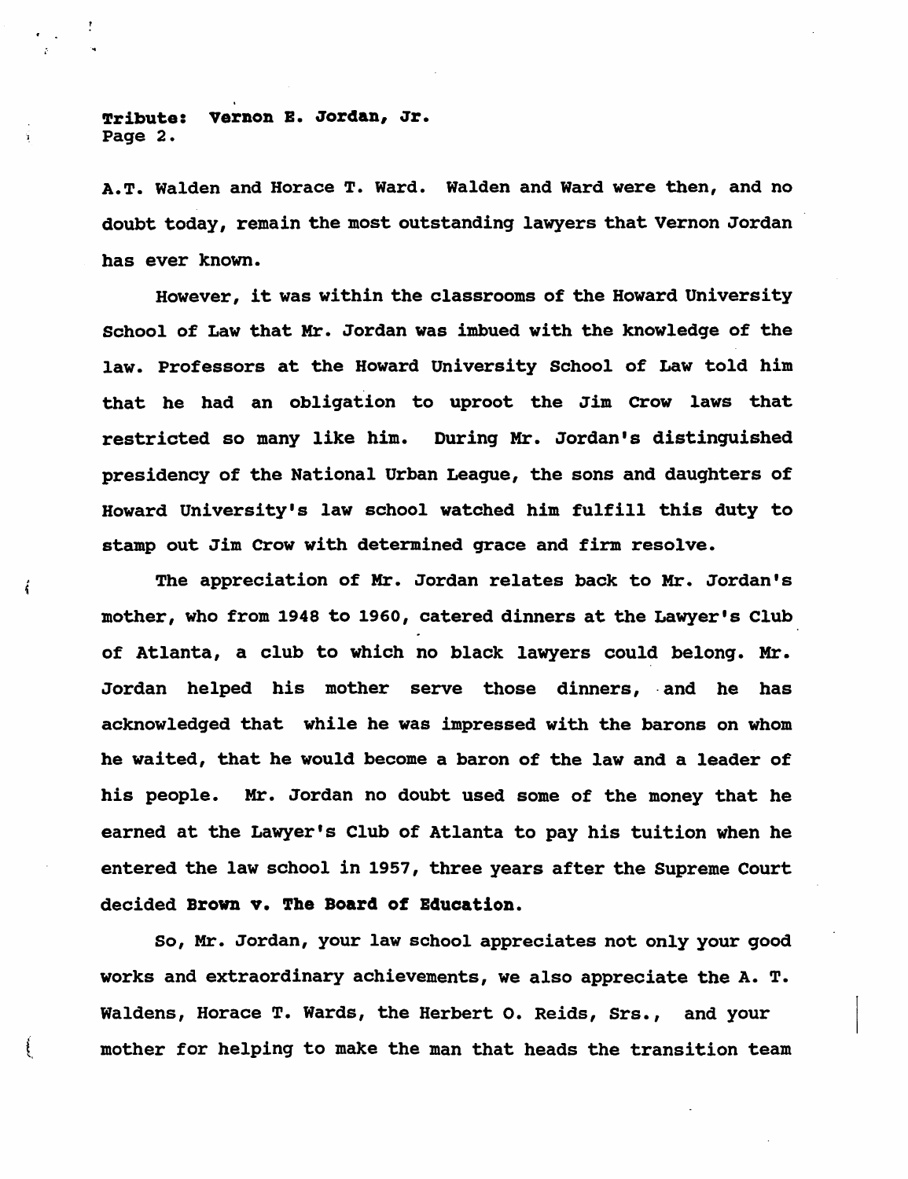A.T. Walden and Horace T. Ward. Walden and Ward were then, and no doubt today, remain the most outstanding lawyers that Vernon Jordan has ever known.

However, it was within the classrooms of the Howard University School of Law that Mr. Jordan was imbued with the knowledge of the law. Professors at the Howard University School of Law told him that he had an obligation to uproot the Jim Crow laws that restricted so many like him. During Mr. Jordan's distinguished presidency of the National Urban League, the sons and daughters of Howard University's law school watched him fulfill this duty to stamp out Jim Crow with determined grace and firm resolve.

The appreciation of Mr. Jordan relates back to Mr. Jordan's mother, who from 1948 to 1960, catered dinners at the Lawyer's Club of Atlanta, a club to which no black lawyers could belong. Mr. Jordan helped his mother serve those dinners, and he has acknowledged that while he was impressed with the barons on whom he waited, that he would become a baron of the law and a leader of his people. Mr. Jordan no doubt used some of the money that he earned at the Lawyer's Club of Atlanta to pay his tuition when he entered the law school in 1957, three years after the Supreme Court decided **Brown v. The Board of Education.**

So, Mr. Jordan, your law school appreciates not only your good works and extraordinary achievements, we also appreciate the A. T. Waldens, Horace T. Wards, the Herbert O. Reids, Srs., and your mother for helping to make the man that heads the transition team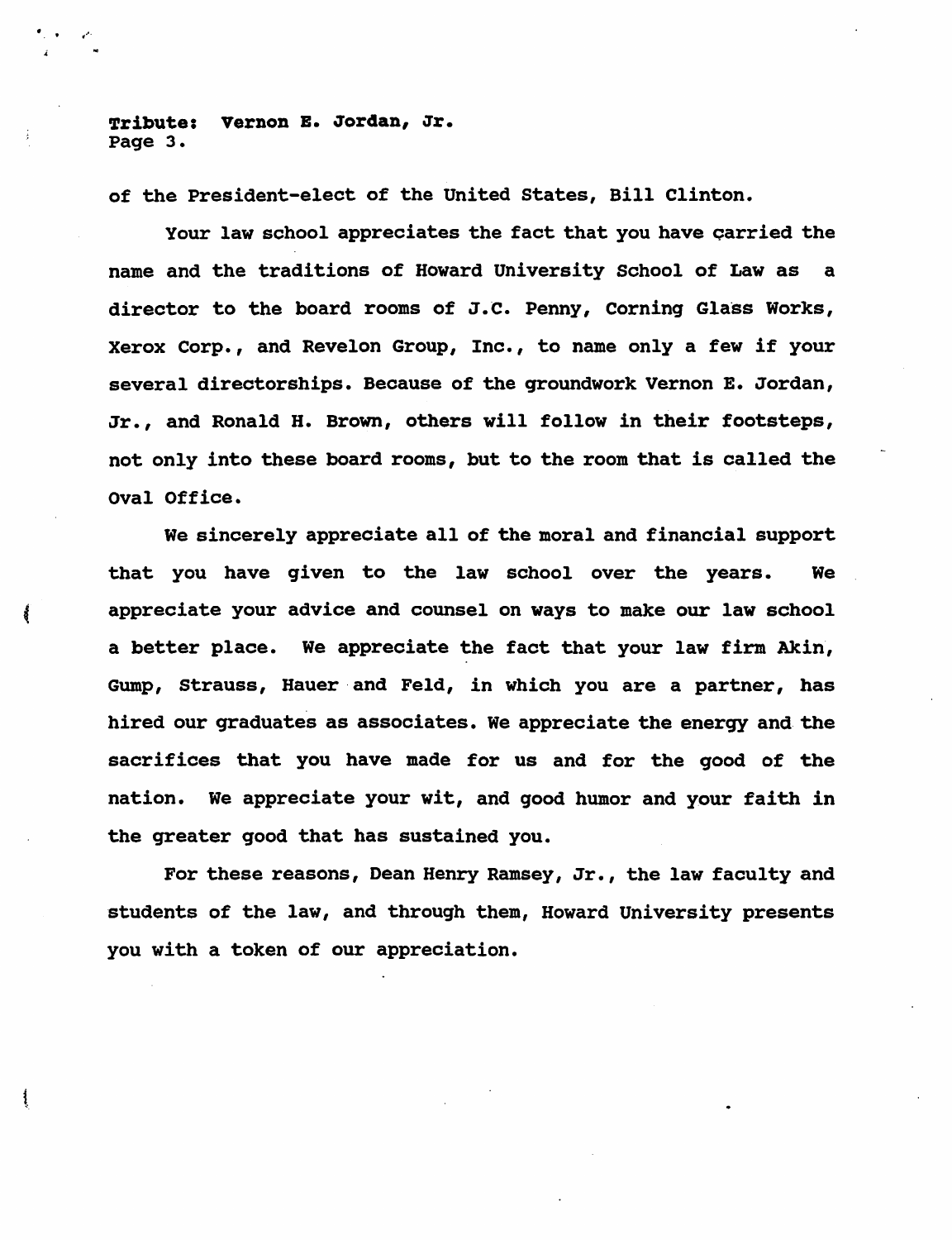of the President-elect of the United States, Bill Clinton.

Your law school appreciates the fact that you have carried the name and the traditions of Howard University School of Law as a director to the board rooms of J.C. Penny, Corning Glass Works, Xerox Corp., and Revelon Group, Inc., to name only a few if your several directorships. Because of the groundwork Vernon E. Jordan, Jr., and Ronald H. Brown, others will follow in their footsteps, not only into these board rooms, but to the room that is called the Oval Office.

We sincerely appreciate all of the moral and financial support that you have given to the law school over the years. We appreciate your advice and counsel on ways to make our law school a better place. We appreciate the fact that your law firm Akin, Gump, Strauss, Hauer and Feld, in which you are a partner, has hired our graduates as associates. We appreciate the energy and the sacrifices that you have made for us and for the good of the nation. We appreciate your wit, and good humor and your faith in the greater good that has sustained you.

For these reasons, Dean Henry Ramsey, Jr., the law faculty and students of the law, and through them, Howard University presents you with a token of our appreciation.